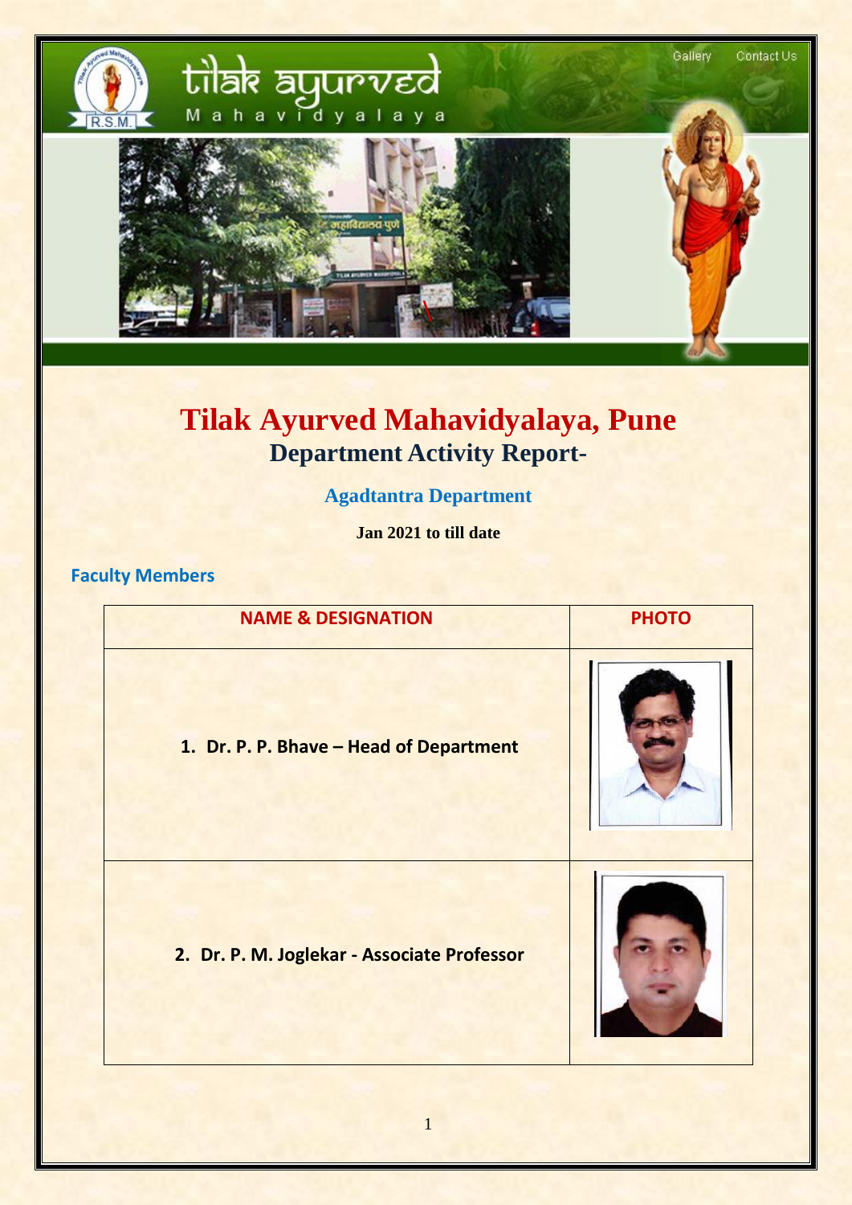# Tilak Ayurved Mahavidyalaya, Pune

## Department Activity Report-

### Agadtantra Department

**Jan 2021 to till date**

### Faculty Members

| NAME & DESIGNATION | PHOTO |
|---|---|
| 1. Dr. P. P. Bhave – Head of Department | |
| 2. Dr. P. M. Joglekar - Associate Professor | |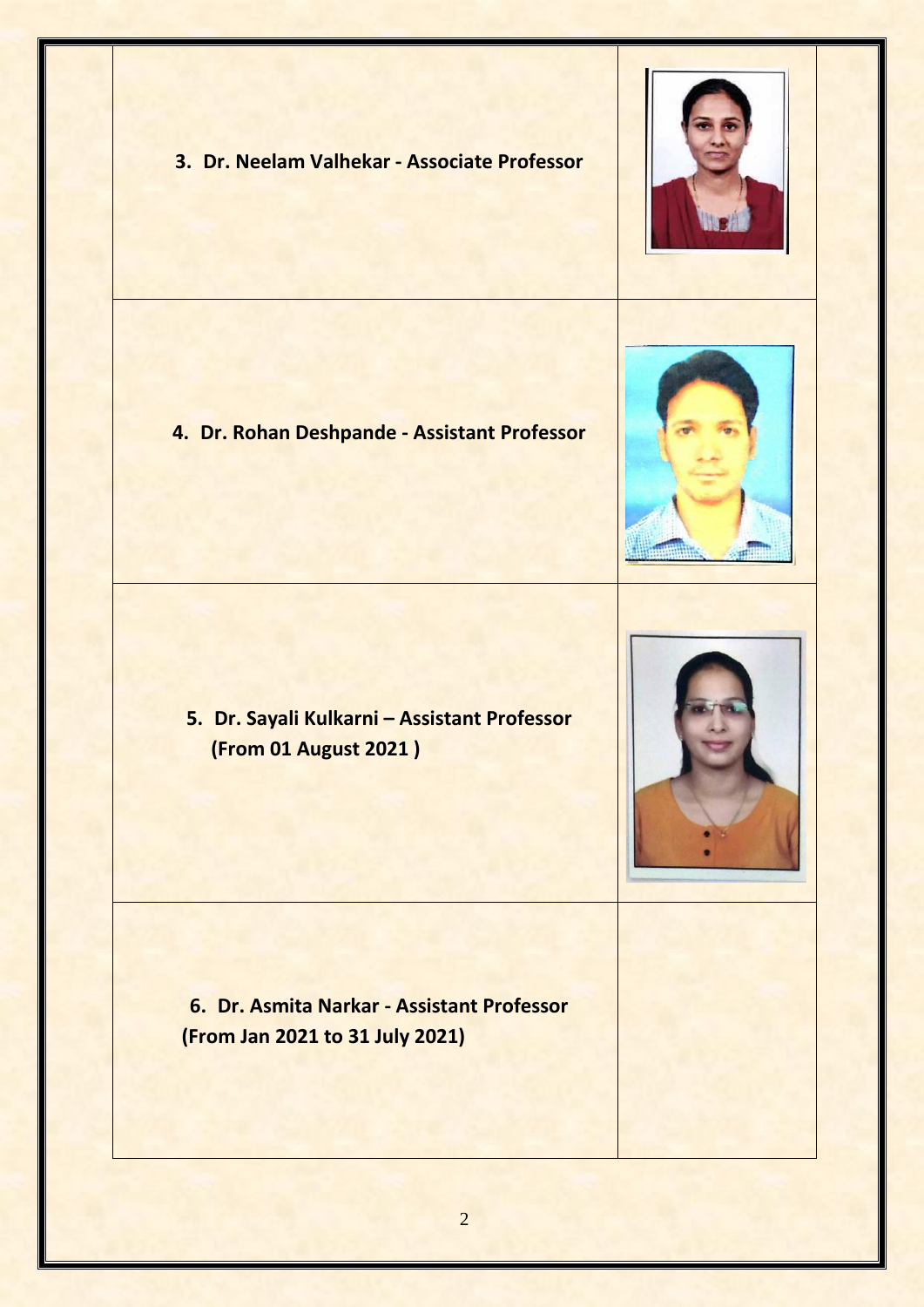| | |
|---|---|
| **3. Dr. Neelam Valhekar - Associate Professor** | |
| **4. Dr. Rohan Deshpande - Assistant Professor** | |
| **5. Dr. Sayali Kulkarni – Assistant Professor (From 01 August 2021 )** | |
| **6. Dr. Asmita Narkar - Assistant Professor (From Jan 2021 to 31 July 2021)** | |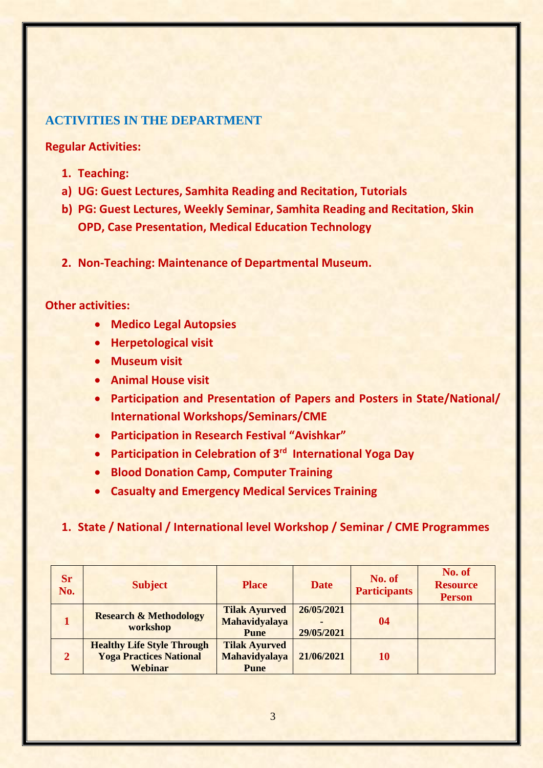## ACTIVITIES IN THE DEPARTMENT

**Regular Activities:**

1. **Teaching:**

   a) **UG: Guest Lectures, Samhita Reading and Recitation, Tutorials**

   b) **PG: Guest Lectures, Weekly Seminar, Samhita Reading and Recitation, Skin OPD, Case Presentation, Medical Education Technology**

2. **Non-Teaching: Maintenance of Departmental Museum.**

**Other activities:**

- **Medico Legal Autopsies**
- **Herpetological visit**
- **Museum visit**
- **Animal House visit**
- **Participation and Presentation of Papers and Posters in State/National/ International Workshops/Seminars/CME**
- **Participation in Research Festival "Avishkar"**
- **Participation in Celebration of 3rd International Yoga Day**
- **Blood Donation Camp, Computer Training**
- **Casualty and Emergency Medical Services Training**

1. **State / National / International level Workshop / Seminar / CME Programmes**

| Sr No. | Subject | Place | Date | No. of Participants | No. of Resource Person |
|---|---|---|---|---|---|
| 1 | Research & Methodology workshop | Tilak Ayurved Mahavidyalaya Pune | 26/05/2021 - 29/05/2021 | 04 | |
| 2 | Healthy Life Style Through Yoga Practices National Webinar | Tilak Ayurved Mahavidyalaya Pune | 21/06/2021 | 10 | |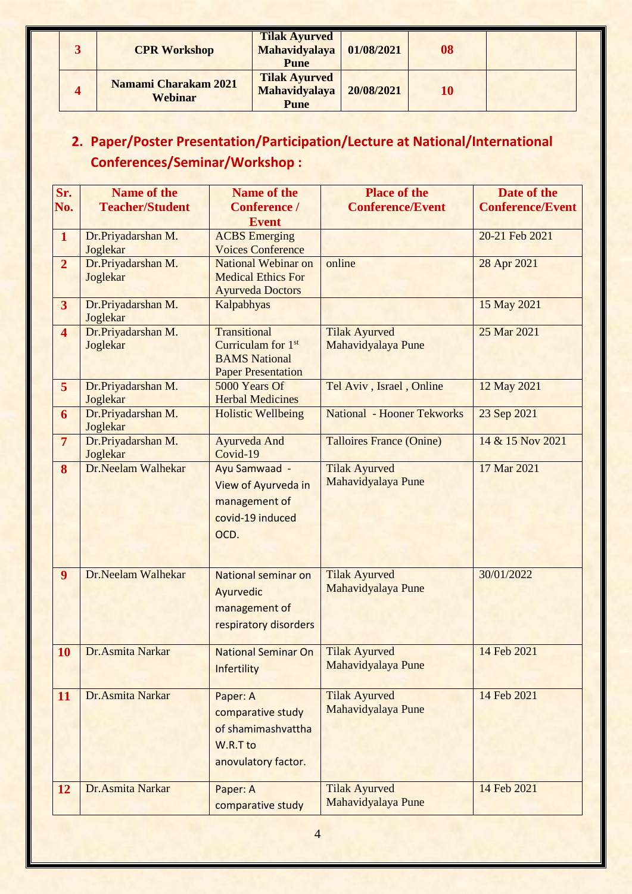| 3 | CPR Workshop | Tilak Ayurved Mahavidyalaya Pune | 01/08/2021 | 08 | |
|---|---|---|---|---|---|
| 4 | Namami Charakam 2021 Webinar | Tilak Ayurved Mahavidyalaya Pune | 20/08/2021 | 10 | |

## 2. Paper/Poster Presentation/Participation/Lecture at National/International Conferences/Seminar/Workshop :

| Sr. No. | Name of the Teacher/Student | Name of the Conference / Event | Place of the Conference/Event | Date of the Conference/Event |
|---|---|---|---|---|
| 1 | Dr.Priyadarshan M. Joglekar | ACBS Emerging Voices Conference | | 20-21 Feb 2021 |
| 2 | Dr.Priyadarshan M. Joglekar | National Webinar on Medical Ethics For Ayurveda Doctors | online | 28 Apr 2021 |
| 3 | Dr.Priyadarshan M. Joglekar | Kalpabhyas | | 15 May 2021 |
| 4 | Dr.Priyadarshan M. Joglekar | Transitional Curriculam for 1st BAMS National Paper Presentation | Tilak Ayurved Mahavidyalaya Pune | 25 Mar 2021 |
| 5 | Dr.Priyadarshan M. Joglekar | 5000 Years Of Herbal Medicines | Tel Aviv , Israel , Online | 12 May 2021 |
| 6 | Dr.Priyadarshan M. Joglekar | Holistic Wellbeing | National - Hooner Tekworks | 23 Sep 2021 |
| 7 | Dr.Priyadarshan M. Joglekar | Ayurveda And Covid-19 | Talloires France (Onine) | 14 & 15 Nov 2021 |
| 8 | Dr.Neelam Walhekar | Ayu Samwaad - View of Ayurveda in management of covid-19 induced OCD. | Tilak Ayurved Mahavidyalaya Pune | 17 Mar 2021 |
| 9 | Dr.Neelam Walhekar | National seminar on Ayurvedic management of respiratory disorders | Tilak Ayurved Mahavidyalaya Pune | 30/01/2022 |
| 10 | Dr.Asmita Narkar | National Seminar On Infertility | Tilak Ayurved Mahavidyalaya Pune | 14 Feb 2021 |
| 11 | Dr.Asmita Narkar | Paper: A comparative study of shamimashvattha W.R.T to anovulatory factor. | Tilak Ayurved Mahavidyalaya Pune | 14 Feb 2021 |
| 12 | Dr.Asmita Narkar | Paper: A comparative study | Tilak Ayurved Mahavidyalaya Pune | 14 Feb 2021 |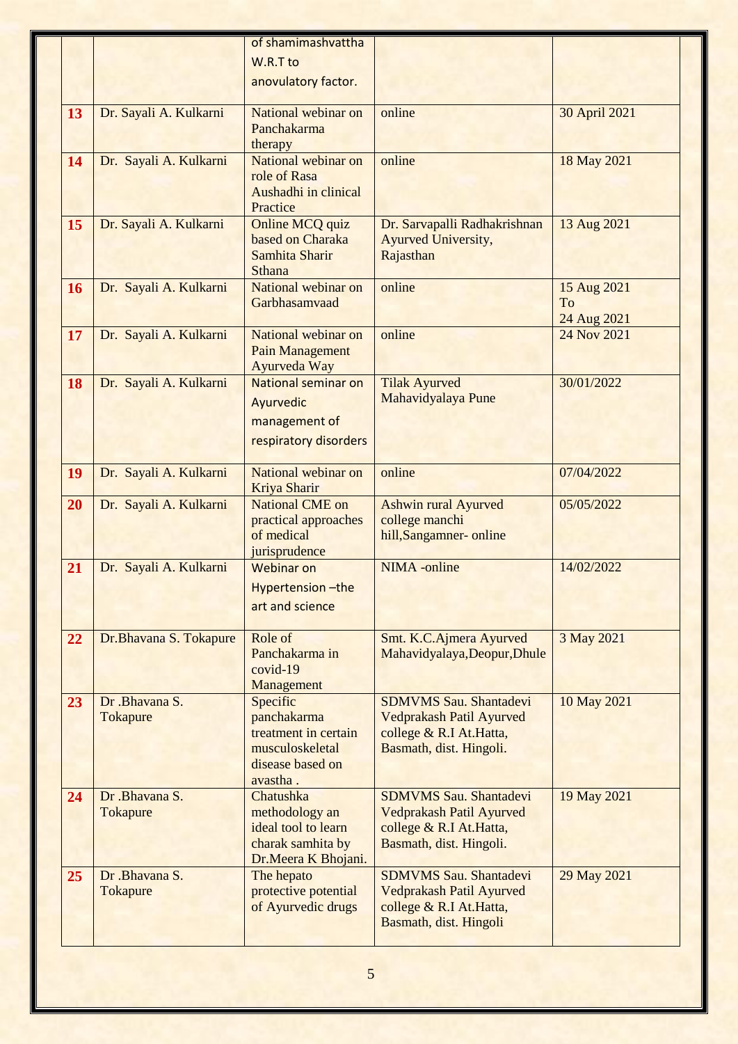|  |  | of shamimashvattha W.R.T to anovulatory factor. |  |  |
|---|---|---|---|---|
| **13** | Dr. Sayali A. Kulkarni | National webinar on Panchakarma therapy | online | 30 April 2021 |
| **14** | Dr. Sayali A. Kulkarni | National webinar on role of Rasa Aushadhi in clinical Practice | online | 18 May 2021 |
| **15** | Dr. Sayali A. Kulkarni | Online MCQ quiz based on Charaka Samhita Sharir Sthana | Dr. Sarvapalli Radhakrishnan Ayurved University, Rajasthan | 13 Aug 2021 |
| **16** | Dr. Sayali A. Kulkarni | National webinar on Garbhasamvaad | online | 15 Aug 2021 To 24 Aug 2021 |
| **17** | Dr. Sayali A. Kulkarni | National webinar on Pain Management Ayurveda Way | online | 24 Nov 2021 |
| **18** | Dr. Sayali A. Kulkarni | National seminar on Ayurvedic management of respiratory disorders | Tilak Ayurved Mahavidyalaya Pune | 30/01/2022 |
| **19** | Dr. Sayali A. Kulkarni | National webinar on Kriya Sharir | online | 07/04/2022 |
| **20** | Dr. Sayali A. Kulkarni | National CME on practical approaches of medical jurisprudence | Ashwin rural Ayurved college manchi hill,Sangamner- online | 05/05/2022 |
| **21** | Dr. Sayali A. Kulkarni | Webinar on Hypertension –the art and science | NIMA -online | 14/02/2022 |
| **22** | Dr.Bhavana S. Tokapure | Role of Panchakarma in covid-19 Management | Smt. K.C.Ajmera Ayurved Mahavidyalaya,Deopur,Dhule | 3 May 2021 |
| **23** | Dr .Bhavana S. Tokapure | Specific panchakarma treatment in certain musculoskeletal disease based on avastha . | SDMVMS Sau. Shantadevi Vedprakash Patil Ayurved college & R.I At.Hatta, Basmath, dist. Hingoli. | 10 May 2021 |
| **24** | Dr .Bhavana S. Tokapure | Chatushka methodology an ideal tool to learn charak samhita by Dr.Meera K Bhojani. | SDMVMS Sau. Shantadevi Vedprakash Patil Ayurved college & R.I At.Hatta, Basmath, dist. Hingoli. | 19 May 2021 |
| **25** | Dr .Bhavana S. Tokapure | The hepato protective potential of Ayurvedic drugs | SDMVMS Sau. Shantadevi Vedprakash Patil Ayurved college & R.I At.Hatta, Basmath, dist. Hingoli | 29 May 2021 |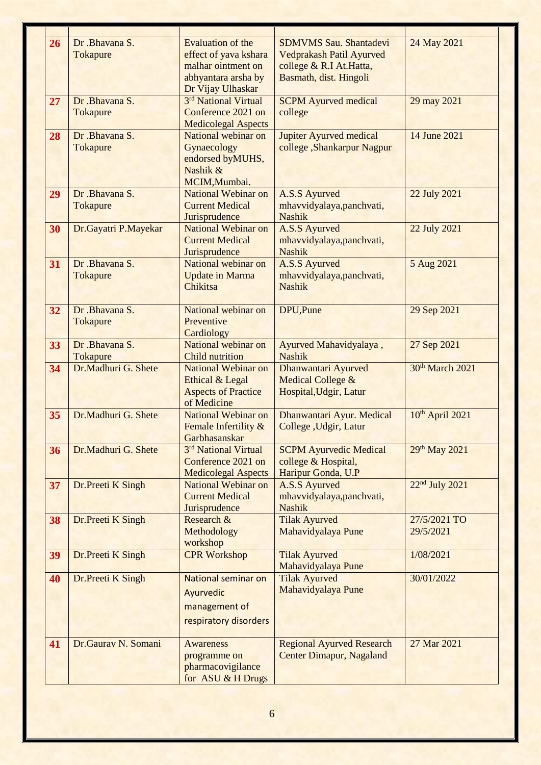| | | | | |
|---|---|---|---|---|
| **26** | Dr .Bhavana S. Tokapure | Evaluation of the effect of yava kshara malhar ointment on abhyantara arsha by Dr Vijay Ulhaskar | SDMVMS Sau. Shantadevi Vedprakash Patil Ayurved college & R.I At.Hatta, Basmath, dist. Hingoli | 24 May 2021 |
| **27** | Dr .Bhavana S. Tokapure | 3rd National Virtual Conference 2021 on Medicolegal Aspects | SCPM Ayurved medical college | 29 may 2021 |
| **28** | Dr .Bhavana S. Tokapure | National webinar on Gynaecology endorsed byMUHS, Nashik & MCIM,Mumbai. | Jupiter Ayurved medical college ,Shankarpur Nagpur | 14 June 2021 |
| **29** | Dr .Bhavana S. Tokapure | National Webinar on Current Medical Jurisprudence | A.S.S Ayurved mhavvidyalaya,panchvati, Nashik | 22 July 2021 |
| **30** | Dr.Gayatri P.Mayekar | National Webinar on Current Medical Jurisprudence | A.S.S Ayurved mhavvidyalaya,panchvati, Nashik | 22 July 2021 |
| **31** | Dr .Bhavana S. Tokapure | National webinar on Update in Marma Chikitsa | A.S.S Ayurved mhavvidyalaya,panchvati, Nashik | 5 Aug 2021 |
| **32** | Dr .Bhavana S. Tokapure | National webinar on Preventive Cardiology | DPU,Pune | 29 Sep 2021 |
| **33** | Dr .Bhavana S. Tokapure | National webinar on Child nutrition | Ayurved Mahavidyalaya , Nashik | 27 Sep 2021 |
| **34** | Dr.Madhuri G. Shete | National Webinar on Ethical & Legal Aspects of Practice of Medicine | Dhanwantari Ayurved Medical College & Hospital,Udgir, Latur | 30th March 2021 |
| **35** | Dr.Madhuri G. Shete | National Webinar on Female Infertility & Garbhasanskar | Dhanwantari Ayur. Medical College ,Udgir, Latur | 10th April 2021 |
| **36** | Dr.Madhuri G. Shete | 3rd National Virtual Conference 2021 on Medicolegal Aspects | SCPM Ayurvedic Medical college & Hospital, Haripur Gonda, U.P | 29th May 2021 |
| **37** | Dr.Preeti K Singh | National Webinar on Current Medical Jurisprudence | A.S.S Ayurved mhavvidyalaya,panchvati, Nashik | 22nd July 2021 |
| **38** | Dr.Preeti K Singh | Research & Methodology workshop | Tilak Ayurved Mahavidyalaya Pune | 27/5/2021 TO 29/5/2021 |
| **39** | Dr.Preeti K Singh | CPR Workshop | Tilak Ayurved Mahavidyalaya Pune | 1/08/2021 |
| **40** | Dr.Preeti K Singh | National seminar on Ayurvedic management of respiratory disorders | Tilak Ayurved Mahavidyalaya Pune | 30/01/2022 |
| **41** | Dr.Gaurav N. Somani | Awareness programme on pharmacovigilance for ASU & H Drugs | Regional Ayurved Research Center Dimapur, Nagaland | 27 Mar 2021 |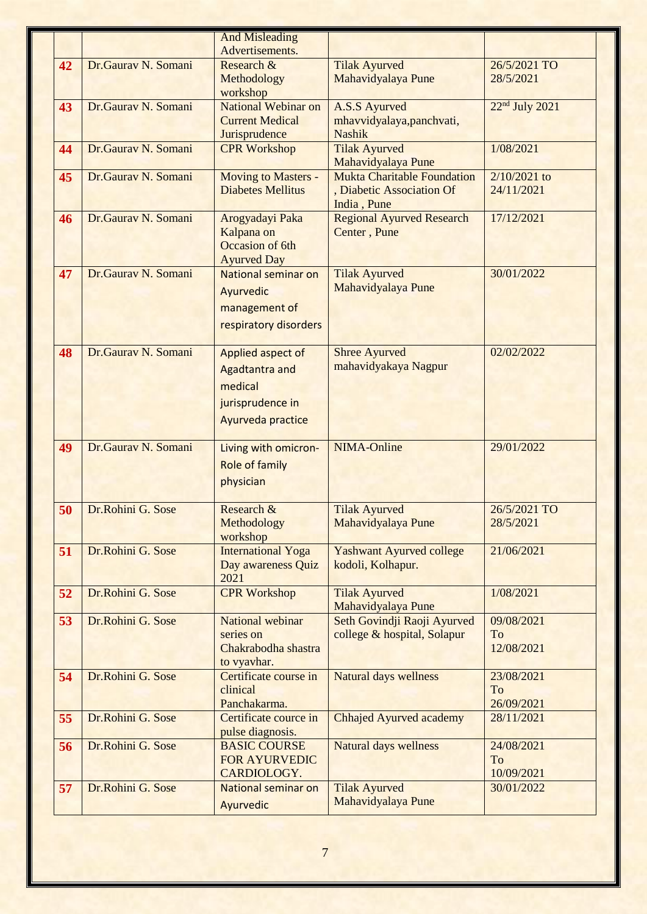| | | And Misleading Advertisements. | | |
|---|---|---|---|---|
| **42** | Dr.Gaurav N. Somani | Research & Methodology workshop | Tilak Ayurved Mahavidyalaya Pune | 26/5/2021 TO 28/5/2021 |
| **43** | Dr.Gaurav N. Somani | National Webinar on Current Medical Jurisprudence | A.S.S Ayurved mhavvidyalaya,panchvati, Nashik | 22nd July 2021 |
| **44** | Dr.Gaurav N. Somani | CPR Workshop | Tilak Ayurved Mahavidyalaya Pune | 1/08/2021 |
| **45** | Dr.Gaurav N. Somani | Moving to Masters - Diabetes Mellitus | Mukta Charitable Foundation , Diabetic Association Of India , Pune | 2/10/2021 to 24/11/2021 |
| **46** | Dr.Gaurav N. Somani | Arogyadayi Paka Kalpana on Occasion of 6th Ayurved Day | Regional Ayurved Research Center , Pune | 17/12/2021 |
| **47** | Dr.Gaurav N. Somani | National seminar on Ayurvedic management of respiratory disorders | Tilak Ayurved Mahavidyalaya Pune | 30/01/2022 |
| **48** | Dr.Gaurav N. Somani | Applied aspect of Agadtantra and medical jurisprudence in Ayurveda practice | Shree Ayurved mahavidyakaya Nagpur | 02/02/2022 |
| **49** | Dr.Gaurav N. Somani | Living with omicron-Role of family physician | NIMA-Online | 29/01/2022 |
| **50** | Dr.Rohini G. Sose | Research & Methodology workshop | Tilak Ayurved Mahavidyalaya Pune | 26/5/2021 TO 28/5/2021 |
| **51** | Dr.Rohini G. Sose | International Yoga Day awareness Quiz 2021 | Yashwant Ayurved college kodoli, Kolhapur. | 21/06/2021 |
| **52** | Dr.Rohini G. Sose | CPR Workshop | Tilak Ayurved Mahavidyalaya Pune | 1/08/2021 |
| **53** | Dr.Rohini G. Sose | National webinar series on Chakrabodha shastra to vyavhar. | Seth Govindji Raoji Ayurved college & hospital, Solapur | 09/08/2021 To 12/08/2021 |
| **54** | Dr.Rohini G. Sose | Certificate course in clinical Panchakarma. | Natural days wellness | 23/08/2021 To 26/09/2021 |
| **55** | Dr.Rohini G. Sose | Certificate cource in pulse diagnosis. | Chhajed Ayurved academy | 28/11/2021 |
| **56** | Dr.Rohini G. Sose | BASIC COURSE FOR AYURVEDIC CARDIOLOGY. | Natural days wellness | 24/08/2021 To 10/09/2021 |
| **57** | Dr.Rohini G. Sose | National seminar on Ayurvedic | Tilak Ayurved Mahavidyalaya Pune | 30/01/2022 |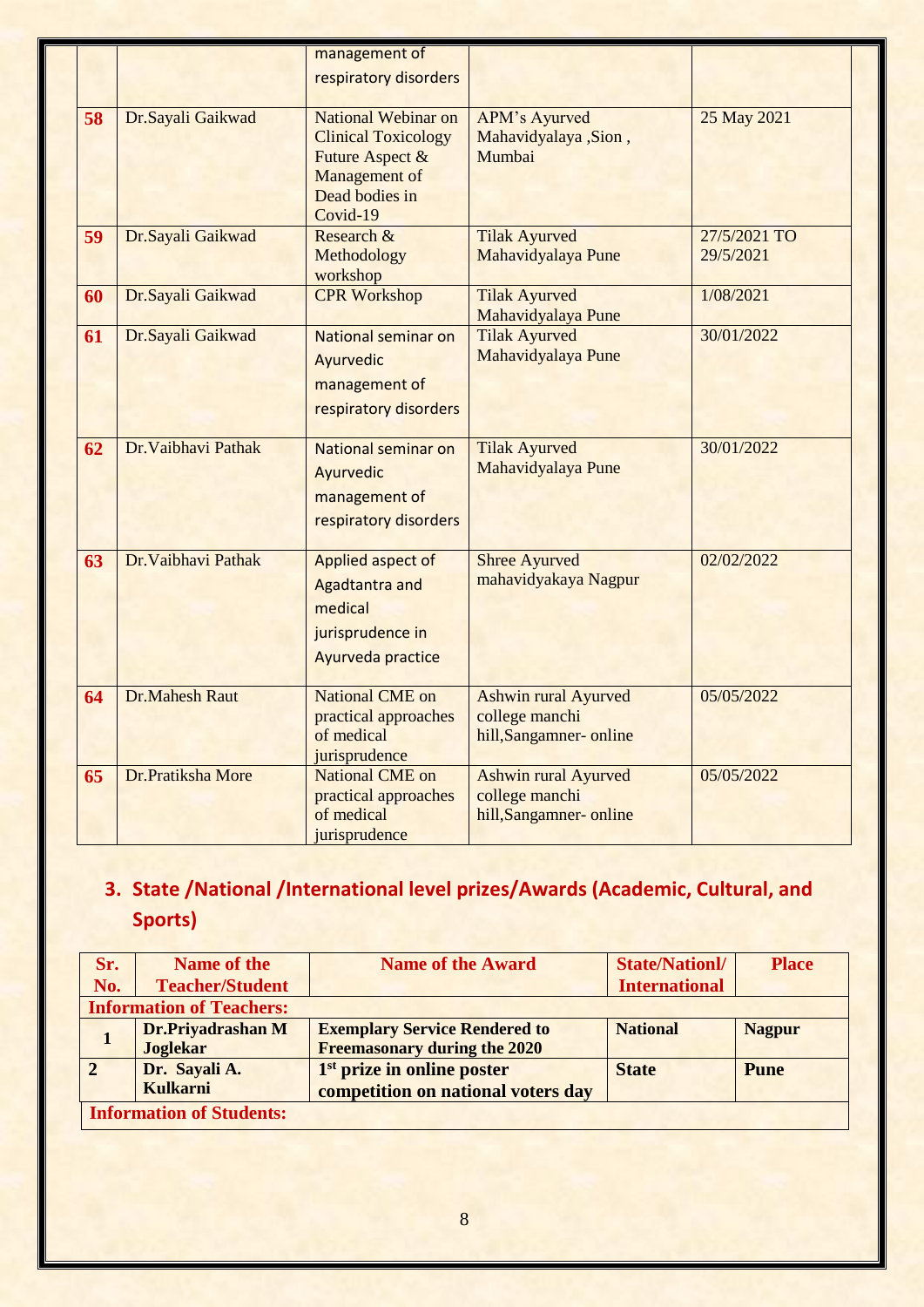|  |  | management of respiratory disorders |  |  |
|---|---|---|---|---|
| 58 | Dr.Sayali Gaikwad | National Webinar on Clinical Toxicology Future Aspect & Management of Dead bodies in Covid-19 | APM's Ayurved Mahavidyalaya ,Sion , Mumbai | 25 May 2021 |
| 59 | Dr.Sayali Gaikwad | Research & Methodology workshop | Tilak Ayurved Mahavidyalaya Pune | 27/5/2021 TO 29/5/2021 |
| 60 | Dr.Sayali Gaikwad | CPR Workshop | Tilak Ayurved Mahavidyalaya Pune | 1/08/2021 |
| 61 | Dr.Sayali Gaikwad | National seminar on Ayurvedic management of respiratory disorders | Tilak Ayurved Mahavidyalaya Pune | 30/01/2022 |
| 62 | Dr.Vaibhavi Pathak | National seminar on Ayurvedic management of respiratory disorders | Tilak Ayurved Mahavidyalaya Pune | 30/01/2022 |
| 63 | Dr.Vaibhavi Pathak | Applied aspect of Agadtantra and medical jurisprudence in Ayurveda practice | Shree Ayurved mahavidyakaya Nagpur | 02/02/2022 |
| 64 | Dr.Mahesh Raut | National CME on practical approaches of medical jurisprudence | Ashwin rural Ayurved college manchi hill,Sangamner- online | 05/05/2022 |
| 65 | Dr.Pratiksha More | National CME on practical approaches of medical jurisprudence | Ashwin rural Ayurved college manchi hill,Sangamner- online | 05/05/2022 |

## 3. State /National /International level prizes/Awards (Academic, Cultural, and Sports)

| Sr. No. | Name of the Teacher/Student | Name of the Award | State/Nationl/ International | Place |
|---|---|---|---|---|
| **Information of Teachers:** |  |  |  |  |
| 1 | **Dr.Priyadrashan M Joglekar** | **Exemplary Service Rendered to Freemasonary during the 2020** | **National** | **Nagpur** |
| 2 | **Dr. Sayali A. Kulkarni** | **1st prize in online poster competition on national voters day** | **State** | **Pune** |
| **Information of Students:** |  |  |  |  |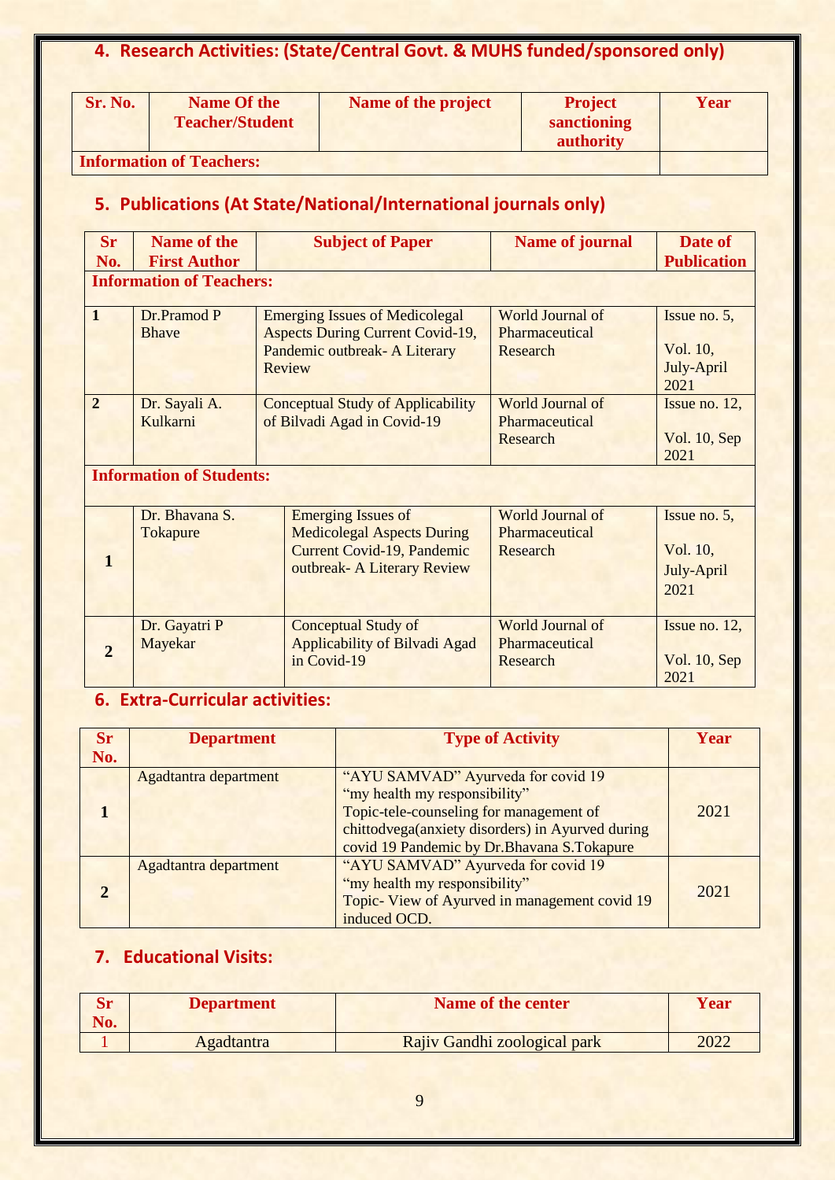## 4. Research Activities: (State/Central Govt. & MUHS funded/sponsored only)

| Sr. No. | Name Of the Teacher/Student | Name of the project | Project sanctioning authority | Year |
|---|---|---|---|---|
| **Information of Teachers:** | | | | |

## 5. Publications (At State/National/International journals only)

| Sr No. | Name of the First Author | Subject of Paper | Name of journal | Date of Publication |
|---|---|---|---|---|
| **Information of Teachers:** | | | | |
| 1 | Dr.Pramod P Bhave | Emerging Issues of Medicolegal Aspects During Current Covid-19, Pandemic outbreak- A Literary Review | World Journal of Pharmaceutical Research | Issue no. 5, Vol. 10, July-April 2021 |
| 2 | Dr. Sayali A. Kulkarni | Conceptual Study of Applicability of Bilvadi Agad in Covid-19 | World Journal of Pharmaceutical Research | Issue no. 12, Vol. 10, Sep 2021 |
| **Information of Students:** | | | | |
| 1 | Dr. Bhavana S. Tokapure | Emerging Issues of Medicolegal Aspects During Current Covid-19, Pandemic outbreak- A Literary Review | World Journal of Pharmaceutical Research | Issue no. 5, Vol. 10, July-April 2021 |
| 2 | Dr. Gayatri P Mayekar | Conceptual Study of Applicability of Bilvadi Agad in Covid-19 | World Journal of Pharmaceutical Research | Issue no. 12, Vol. 10, Sep 2021 |

## 6. Extra-Curricular activities:

| Sr No. | Department | Type of Activity | Year |
|---|---|---|---|
| 1 | Agadtantra department | "AYU SAMVAD" Ayurveda for covid 19 "my health my responsibility" Topic-tele-counseling for management of chittodvega(anxiety disorders) in Ayurved during covid 19 Pandemic by Dr.Bhavana S.Tokapure | 2021 |
| 2 | Agadtantra department | "AYU SAMVAD" Ayurveda for covid 19 "my health my responsibility" Topic- View of Ayurved in management covid 19 induced OCD. | 2021 |

## 7. Educational Visits:

| Sr No. | Department | Name of the center | Year |
|---|---|---|---|
| 1 | Agadtantra | Rajiv Gandhi zoological park | 2022 |